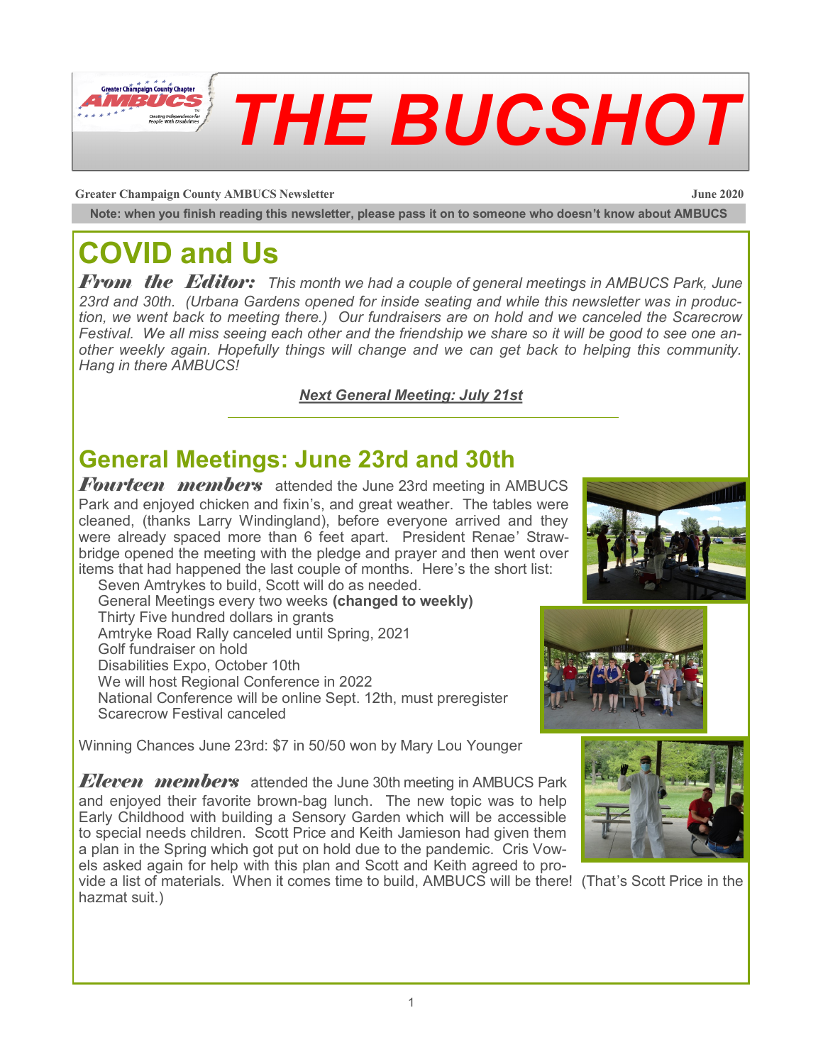# THE BUCSHOT

**Greater Champaign County AMBUCS Newsletter** **June 2020**

**Note: when you finish reading this newsletter, please pass it on to someone who doesn't know about AMBUCS**

# COVID and Us

***From the Editor:*** *This month we had a couple of general meetings in AMBUCS Park, June 23rd and 30th. (Urbana Gardens opened for inside seating and while this newsletter was in production, we went back to meeting there.) Our fundraisers are on hold and we canceled the Scarecrow Festival. We all miss seeing each other and the friendship we share so it will be good to see one another weekly again. Hopefully things will change and we can get back to helping this community. Hang in there AMBUCS!*

***Next General Meeting: July 21st***

## General Meetings: June 23rd and 30th

***Fourteen members*** attended the June 23rd meeting in AMBUCS Park and enjoyed chicken and fixin's, and great weather. The tables were cleaned, (thanks Larry Windingland), before everyone arrived and they were already spaced more than 6 feet apart. President Renae' Strawbridge opened the meeting with the pledge and prayer and then went over items that had happened the last couple of months. Here's the short list:

- Seven Amtrykes to build, Scott will do as needed.
- General Meetings every two weeks **(changed to weekly)**
- Thirty Five hundred dollars in grants
- Amtryke Road Rally canceled until Spring, 2021
- Golf fundraiser on hold
- Disabilities Expo, October 10th
- We will host Regional Conference in 2022
- National Conference will be online Sept. 12th, must preregister
- Scarecrow Festival canceled

Winning Chances June 23rd: $7 in 50/50 won by Mary Lou Younger

***Eleven members*** attended the June 30th meeting in AMBUCS Park and enjoyed their favorite brown-bag lunch. The new topic was to help Early Childhood with building a Sensory Garden which will be accessible to special needs children. Scott Price and Keith Jamieson had given them a plan in the Spring which got put on hold due to the pandemic. Cris Vowels asked again for help with this plan and Scott and Keith agreed to provide a list of materials. When it comes time to build, AMBUCS will be there! (That's Scott Price in the hazmat suit.)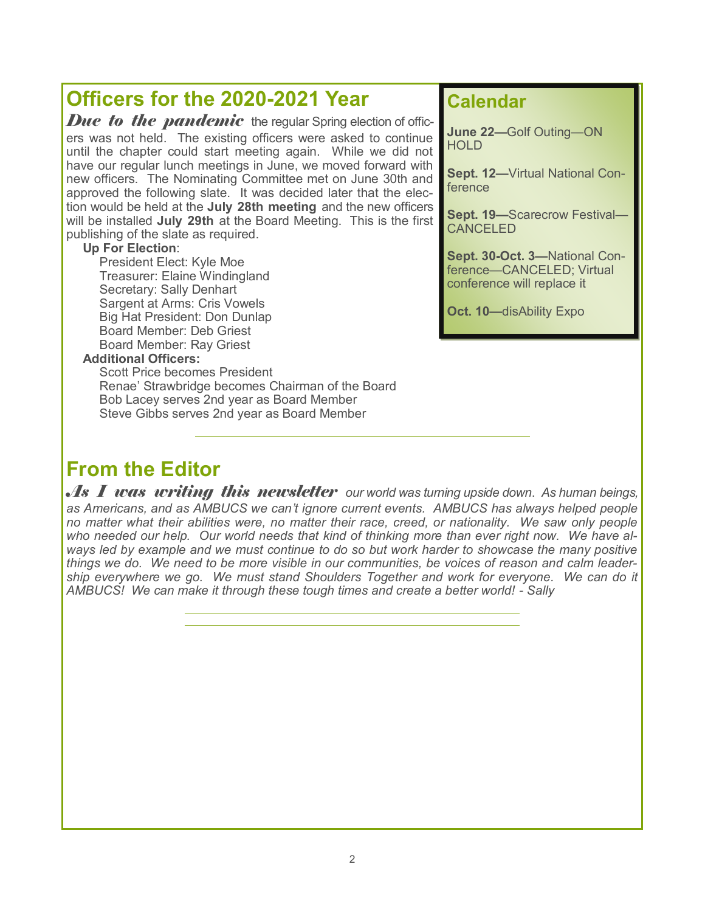## Officers for the 2020-2021 Year

***Due to the pandemic*** the regular Spring election of officers was not held. The existing officers were asked to continue until the chapter could start meeting again. While we did not have our regular lunch meetings in June, we moved forward with new officers. The Nominating Committee met on June 30th and approved the following slate. It was decided later that the election would be held at the **July 28th meeting** and the new officers will be installed **July 29th** at the Board Meeting. This is the first publishing of the slate as required.

**Up For Election**:

- President Elect: Kyle Moe
- Treasurer: Elaine Windingland
- Secretary: Sally Denhart
- Sargent at Arms: Cris Vowels
- Big Hat President: Don Dunlap
- Board Member: Deb Griest
- Board Member: Ray Griest

**Additional Officers:**

- Scott Price becomes President
- Renae' Strawbridge becomes Chairman of the Board
- Bob Lacey serves 2nd year as Board Member
- Steve Gibbs serves 2nd year as Board Member

## Calendar

**June 22—**Golf Outing—ON HOLD

**Sept. 12—**Virtual National Conference

**Sept. 19—**Scarecrow Festival—CANCELED

**Sept. 30-Oct. 3—**National Conference—CANCELED; Virtual conference will replace it

**Oct. 10—**disAbility Expo

---

## From the Editor

***As I was writing this newsletter*** *our world was turning upside down. As human beings, as Americans, and as AMBUCS we can't ignore current events. AMBUCS has always helped people no matter what their abilities were, no matter their race, creed, or nationality. We saw only people who needed our help. Our world needs that kind of thinking more than ever right now. We have always led by example and we must continue to do so but work harder to showcase the many positive things we do. We need to be more visible in our communities, be voices of reason and calm leadership everywhere we go. We must stand Shoulders Together and work for everyone. We can do it AMBUCS! We can make it through these tough times and create a better world! - Sally*